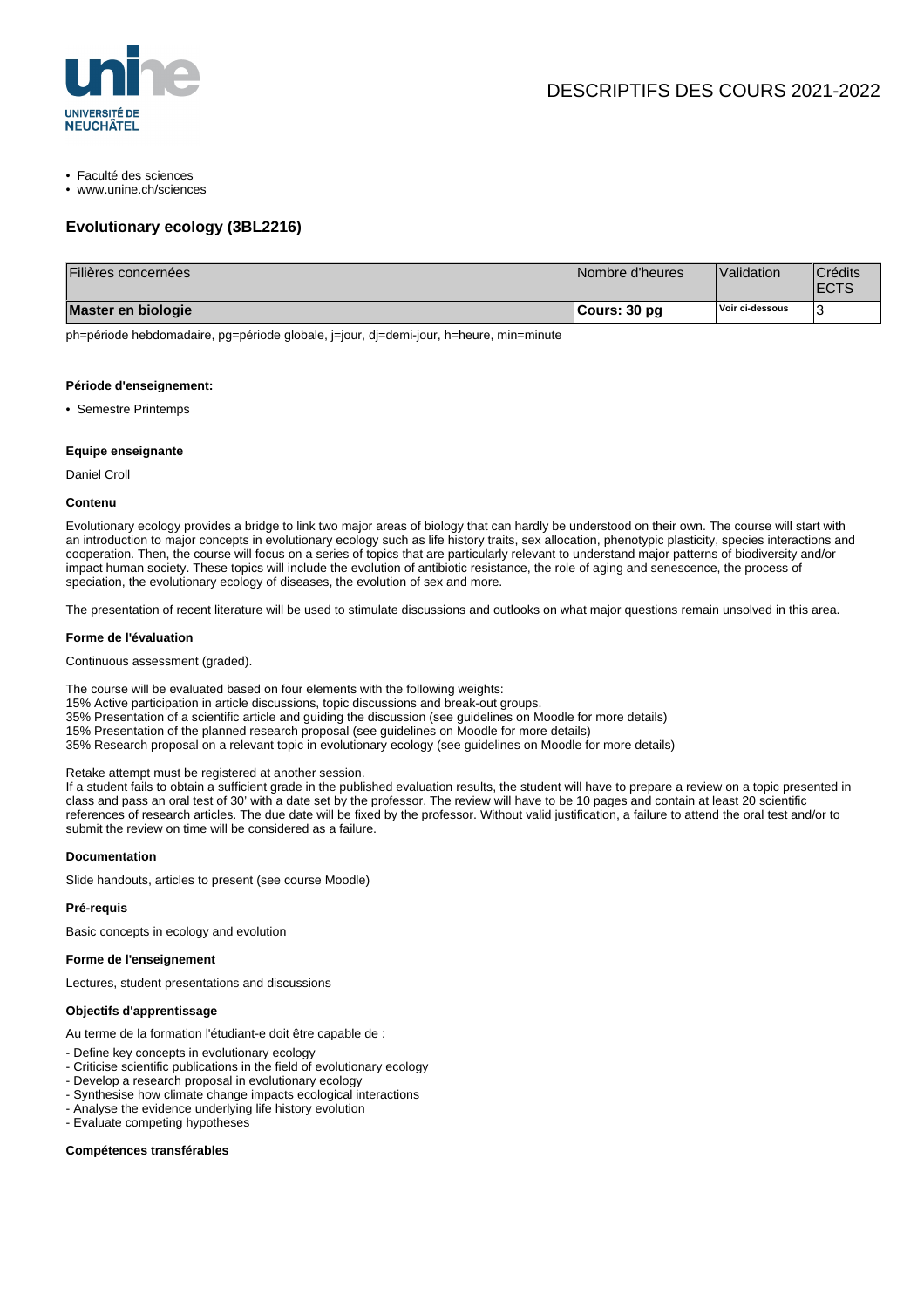DESCRIPTIFS DES COURS 2021-2022

- Faculté des sciences
- www.unine.ch/sciences

## Evolutionary ecology (3BL2216)

| Filières concernées | Nombre d'heures | Validation | Crédits ECTS |
|---|---|---|---|
| **Master en biologie** | **Cours: 30 pg** | **Voir ci-dessous** | 3 |

ph=période hebdomadaire, pg=période globale, j=jour, dj=demi-jour, h=heure, min=minute

#### Période d'enseignement:

- Semestre Printemps

#### Equipe enseignante

Daniel Croll

#### Contenu

Evolutionary ecology provides a bridge to link two major areas of biology that can hardly be understood on their own. The course will start with an introduction to major concepts in evolutionary ecology such as life history traits, sex allocation, phenotypic plasticity, species interactions and cooperation. Then, the course will focus on a series of topics that are particularly relevant to understand major patterns of biodiversity and/or impact human society. These topics will include the evolution of antibiotic resistance, the role of aging and senescence, the process of speciation, the evolutionary ecology of diseases, the evolution of sex and more.

The presentation of recent literature will be used to stimulate discussions and outlooks on what major questions remain unsolved in this area.

#### Forme de l'évaluation

Continuous assessment (graded).

The course will be evaluated based on four elements with the following weights:
15% Active participation in article discussions, topic discussions and break-out groups.
35% Presentation of a scientific article and guiding the discussion (see guidelines on Moodle for more details)
15% Presentation of the planned research proposal (see guidelines on Moodle for more details)
35% Research proposal on a relevant topic in evolutionary ecology (see guidelines on Moodle for more details)

Retake attempt must be registered at another session.
If a student fails to obtain a sufficient grade in the published evaluation results, the student will have to prepare a review on a topic presented in class and pass an oral test of 30' with a date set by the professor. The review will have to be 10 pages and contain at least 20 scientific references of research articles. The due date will be fixed by the professor. Without valid justification, a failure to attend the oral test and/or to submit the review on time will be considered as a failure.

#### Documentation

Slide handouts, articles to present (see course Moodle)

#### Pré-requis

Basic concepts in ecology and evolution

#### Forme de l'enseignement

Lectures, student presentations and discussions

#### Objectifs d'apprentissage

Au terme de la formation l'étudiant-e doit être capable de :

- Define key concepts in evolutionary ecology
- Criticise scientific publications in the field of evolutionary ecology
- Develop a research proposal in evolutionary ecology
- Synthesise how climate change impacts ecological interactions
- Analyse the evidence underlying life history evolution
- Evaluate competing hypotheses

#### Compétences transférables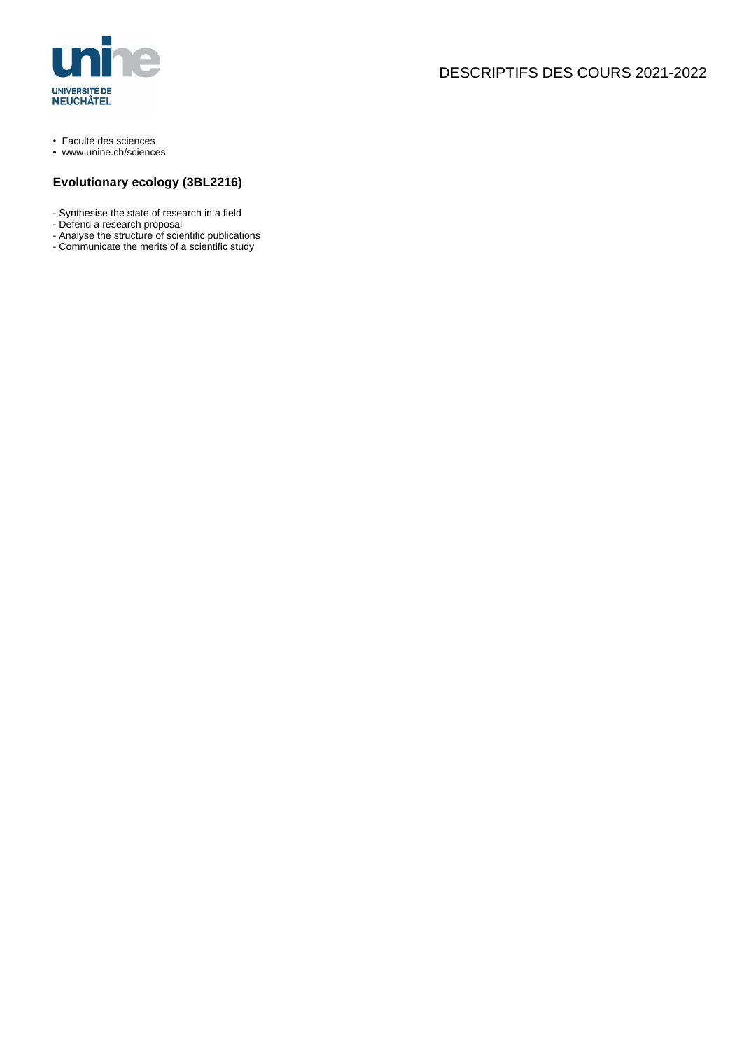- Faculté des sciences
- www.unine.ch/sciences

### Evolutionary ecology (3BL2216)

- Synthesise the state of research in a field
- Defend a research proposal
- Analyse the structure of scientific publications
- Communicate the merits of a scientific study